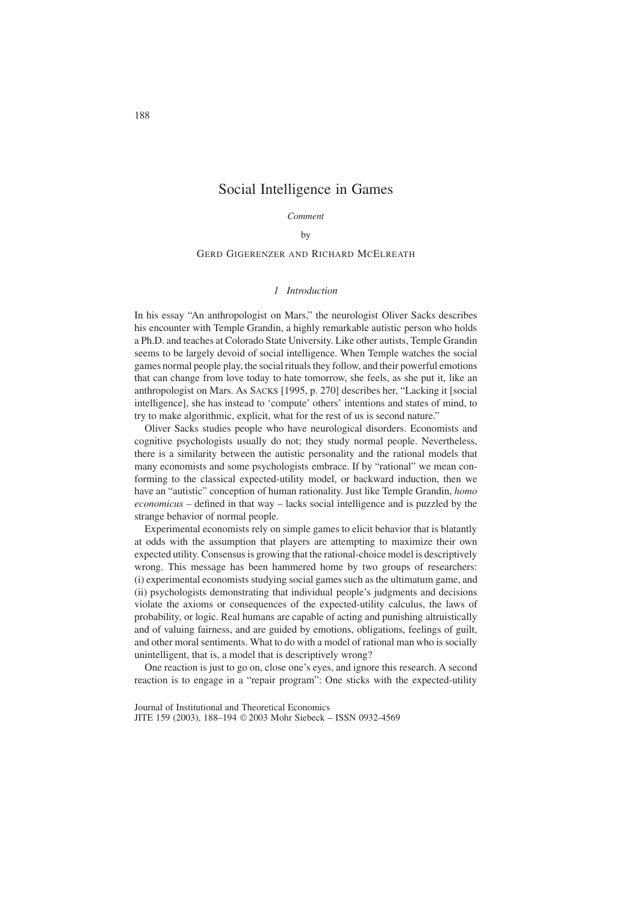# Social Intelligence in Games

*Comment*

by

GERD GIGERENZER AND RICHARD MCELREATH

## 1 Introduction

In his essay "An anthropologist on Mars," the neurologist Oliver Sacks describes his encounter with Temple Grandin, a highly remarkable autistic person who holds a Ph.D. and teaches at Colorado State University. Like other autists, Temple Grandin seems to be largely devoid of social intelligence. When Temple watches the social games normal people play, the social rituals they follow, and their powerful emotions that can change from love today to hate tomorrow, she feels, as she put it, like an anthropologist on Mars. As SACKS [1995, p. 270] describes her, "Lacking it [social intelligence], she has instead to 'compute' others' intentions and states of mind, to try to make algorithmic, explicit, what for the rest of us is second nature."

Oliver Sacks studies people who have neurological disorders. Economists and cognitive psychologists usually do not; they study normal people. Nevertheless, there is a similarity between the autistic personality and the rational models that many economists and some psychologists embrace. If by "rational" we mean conforming to the classical expected-utility model, or backward induction, then we have an "autistic" conception of human rationality. Just like Temple Grandin, *homo economicus* – defined in that way – lacks social intelligence and is puzzled by the strange behavior of normal people.

Experimental economists rely on simple games to elicit behavior that is blatantly at odds with the assumption that players are attempting to maximize their own expected utility. Consensus is growing that the rational-choice model is descriptively wrong. This message has been hammered home by two groups of researchers: (i) experimental economists studying social games such as the ultimatum game, and (ii) psychologists demonstrating that individual people's judgments and decisions violate the axioms or consequences of the expected-utility calculus, the laws of probability, or logic. Real humans are capable of acting and punishing altruistically and of valuing fairness, and are guided by emotions, obligations, feelings of guilt, and other moral sentiments. What to do with a model of rational man who is socially unintelligent, that is, a model that is descriptively wrong?

One reaction is just to go on, close one's eyes, and ignore this research. A second reaction is to engage in a "repair program": One sticks with the expected-utility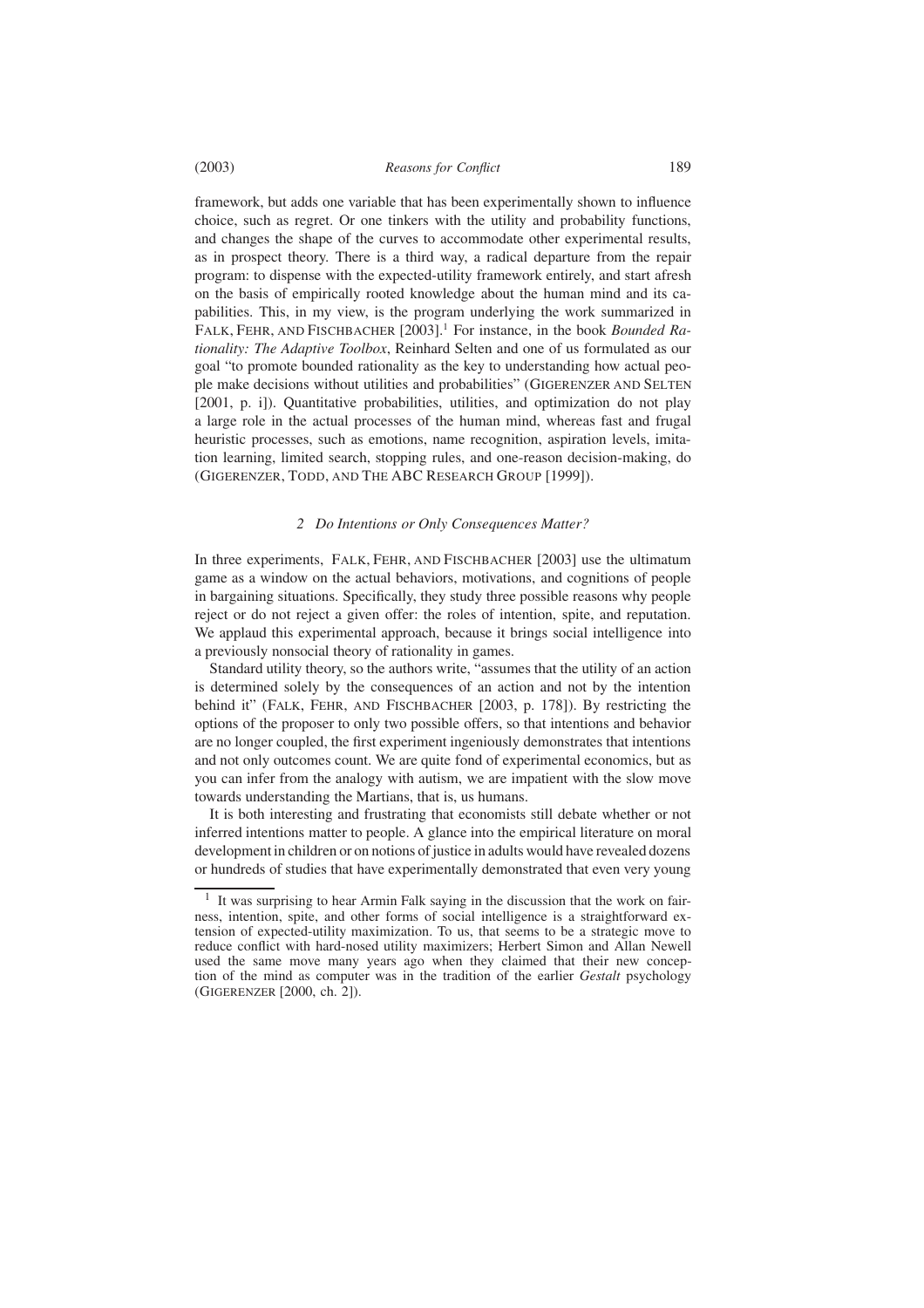framework, but adds one variable that has been experimentally shown to influence choice, such as regret. Or one tinkers with the utility and probability functions, and changes the shape of the curves to accommodate other experimental results, as in prospect theory. There is a third way, a radical departure from the repair program: to dispense with the expected-utility framework entirely, and start afresh on the basis of empirically rooted knowledge about the human mind and its capabilities. This, in my view, is the program underlying the work summarized in FALK, FEHR, AND FISCHBACHER [2003].[1] For instance, in the book *Bounded Rationality: The Adaptive Toolbox*, Reinhard Selten and one of us formulated as our goal "to promote bounded rationality as the key to understanding how actual people make decisions without utilities and probabilities" (GIGERENZER AND SELTEN [2001, p. i]). Quantitative probabilities, utilities, and optimization do not play a large role in the actual processes of the human mind, whereas fast and frugal heuristic processes, such as emotions, name recognition, aspiration levels, imitation learning, limited search, stopping rules, and one-reason decision-making, do (GIGERENZER, TODD, AND THE ABC RESEARCH GROUP [1999]).

## 2 Do Intentions or Only Consequences Matter?

In three experiments, FALK, FEHR, AND FISCHBACHER [2003] use the ultimatum game as a window on the actual behaviors, motivations, and cognitions of people in bargaining situations. Specifically, they study three possible reasons why people reject or do not reject a given offer: the roles of intention, spite, and reputation. We applaud this experimental approach, because it brings social intelligence into a previously nonsocial theory of rationality in games.

Standard utility theory, so the authors write, "assumes that the utility of an action is determined solely by the consequences of an action and not by the intention behind it" (FALK, FEHR, AND FISCHBACHER [2003, p. 178]). By restricting the options of the proposer to only two possible offers, so that intentions and behavior are no longer coupled, the first experiment ingeniously demonstrates that intentions and not only outcomes count. We are quite fond of experimental economics, but as you can infer from the analogy with autism, we are impatient with the slow move towards understanding the Martians, that is, us humans.

It is both interesting and frustrating that economists still debate whether or not inferred intentions matter to people. A glance into the empirical literature on moral development in children or on notions of justice in adults would have revealed dozens or hundreds of studies that have experimentally demonstrated that even very young

[1] It was surprising to hear Armin Falk saying in the discussion that the work on fairness, intention, spite, and other forms of social intelligence is a straightforward extension of expected-utility maximization. To us, that seems to be a strategic move to reduce conflict with hard-nosed utility maximizers; Herbert Simon and Allan Newell used the same move many years ago when they claimed that their new conception of the mind as computer was in the tradition of the earlier *Gestalt* psychology (GIGERENZER [2000, ch. 2]).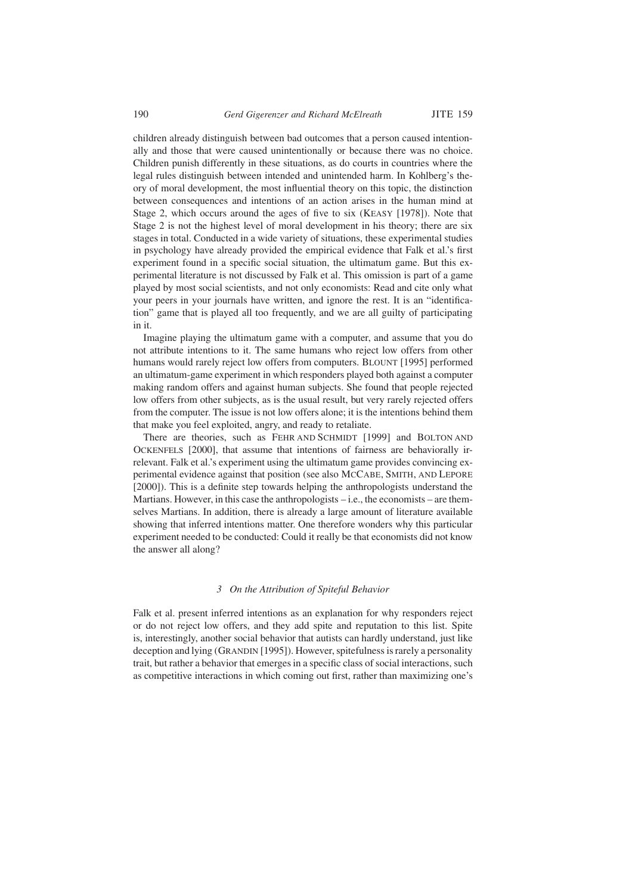children already distinguish between bad outcomes that a person caused intentionally and those that were caused unintentionally or because there was no choice. Children punish differently in these situations, as do courts in countries where the legal rules distinguish between intended and unintended harm. In Kohlberg's theory of moral development, the most influential theory on this topic, the distinction between consequences and intentions of an action arises in the human mind at Stage 2, which occurs around the ages of five to six (KEASY [1978]). Note that Stage 2 is not the highest level of moral development in his theory; there are six stages in total. Conducted in a wide variety of situations, these experimental studies in psychology have already provided the empirical evidence that Falk et al.'s first experiment found in a specific social situation, the ultimatum game. But this experimental literature is not discussed by Falk et al. This omission is part of a game played by most social scientists, and not only economists: Read and cite only what your peers in your journals have written, and ignore the rest. It is an "identification" game that is played all too frequently, and we are all guilty of participating in it.

Imagine playing the ultimatum game with a computer, and assume that you do not attribute intentions to it. The same humans who reject low offers from other humans would rarely reject low offers from computers. BLOUNT [1995] performed an ultimatum-game experiment in which responders played both against a computer making random offers and against human subjects. She found that people rejected low offers from other subjects, as is the usual result, but very rarely rejected offers from the computer. The issue is not low offers alone; it is the intentions behind them that make you feel exploited, angry, and ready to retaliate.

There are theories, such as FEHR AND SCHMIDT [1999] and BOLTON AND OCKENFELS [2000], that assume that intentions of fairness are behaviorally irrelevant. Falk et al.'s experiment using the ultimatum game provides convincing experimental evidence against that position (see also MCCABE, SMITH, AND LEPORE [2000]). This is a definite step towards helping the anthropologists understand the Martians. However, in this case the anthropologists – i.e., the economists – are themselves Martians. In addition, there is already a large amount of literature available showing that inferred intentions matter. One therefore wonders why this particular experiment needed to be conducted: Could it really be that economists did not know the answer all along?

### *3 On the Attribution of Spiteful Behavior*

Falk et al. present inferred intentions as an explanation for why responders reject or do not reject low offers, and they add spite and reputation to this list. Spite is, interestingly, another social behavior that autists can hardly understand, just like deception and lying (GRANDIN [1995]). However, spitefulness is rarely a personality trait, but rather a behavior that emerges in a specific class of social interactions, such as competitive interactions in which coming out first, rather than maximizing one's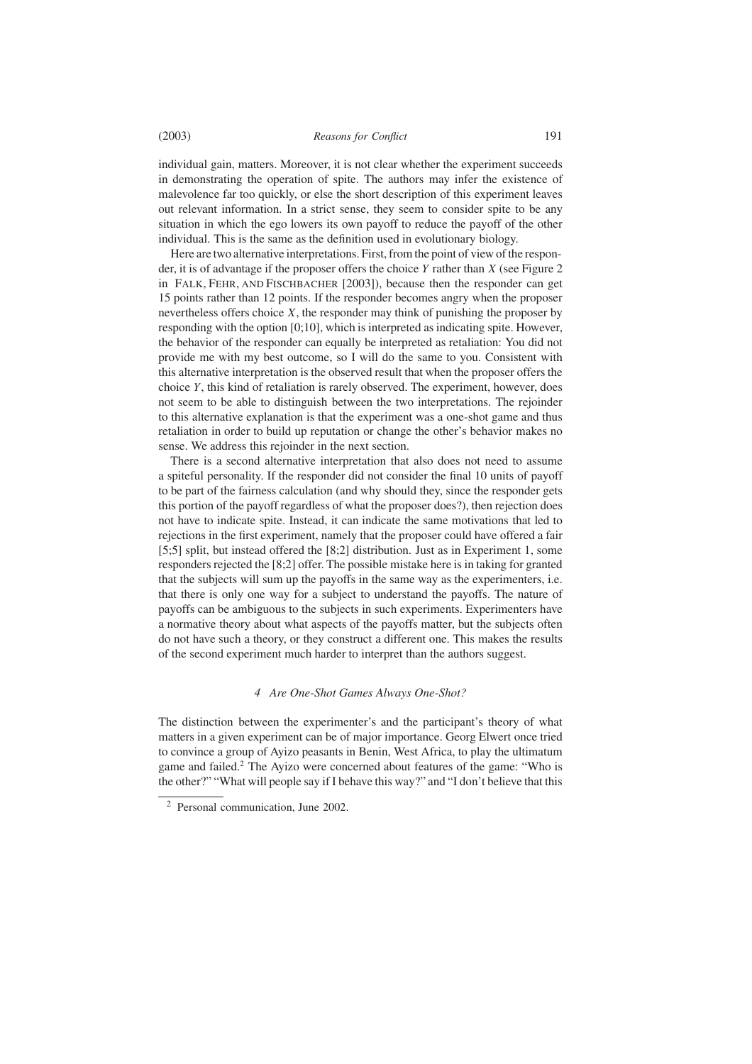individual gain, matters. Moreover, it is not clear whether the experiment succeeds in demonstrating the operation of spite. The authors may infer the existence of malevolence far too quickly, or else the short description of this experiment leaves out relevant information. In a strict sense, they seem to consider spite to be any situation in which the ego lowers its own payoff to reduce the payoff of the other individual. This is the same as the definition used in evolutionary biology.

Here are two alternative interpretations. First, from the point of view of the responder, it is of advantage if the proposer offers the choice $Y$ rather than $X$ (see Figure 2 in FALK, FEHR, AND FISCHBACHER [2003]), because then the responder can get 15 points rather than 12 points. If the responder becomes angry when the proposer nevertheless offers choice $X$, the responder may think of punishing the proposer by responding with the option [0;10], which is interpreted as indicating spite. However, the behavior of the responder can equally be interpreted as retaliation: You did not provide me with my best outcome, so I will do the same to you. Consistent with this alternative interpretation is the observed result that when the proposer offers the choice $Y$, this kind of retaliation is rarely observed. The experiment, however, does not seem to be able to distinguish between the two interpretations. The rejoinder to this alternative explanation is that the experiment was a one-shot game and thus retaliation in order to build up reputation or change the other's behavior makes no sense. We address this rejoinder in the next section.

There is a second alternative interpretation that also does not need to assume a spiteful personality. If the responder did not consider the final 10 units of payoff to be part of the fairness calculation (and why should they, since the responder gets this portion of the payoff regardless of what the proposer does?), then rejection does not have to indicate spite. Instead, it can indicate the same motivations that led to rejections in the first experiment, namely that the proposer could have offered a fair [5;5] split, but instead offered the [8;2] distribution. Just as in Experiment 1, some responders rejected the [8;2] offer. The possible mistake here is in taking for granted that the subjects will sum up the payoffs in the same way as the experimenters, i.e. that there is only one way for a subject to understand the payoffs. The nature of payoffs can be ambiguous to the subjects in such experiments. Experimenters have a normative theory about what aspects of the payoffs matter, but the subjects often do not have such a theory, or they construct a different one. This makes the results of the second experiment much harder to interpret than the authors suggest.

### *4 Are One-Shot Games Always One-Shot?*

The distinction between the experimenter's and the participant's theory of what matters in a given experiment can be of major importance. Georg Elwert once tried to convince a group of Ayizo peasants in Benin, West Africa, to play the ultimatum game and failed.[2] The Ayizo were concerned about features of the game: "Who is the other?" "What will people say if I behave this way?" and "I don't believe that this

[2] Personal communication, June 2002.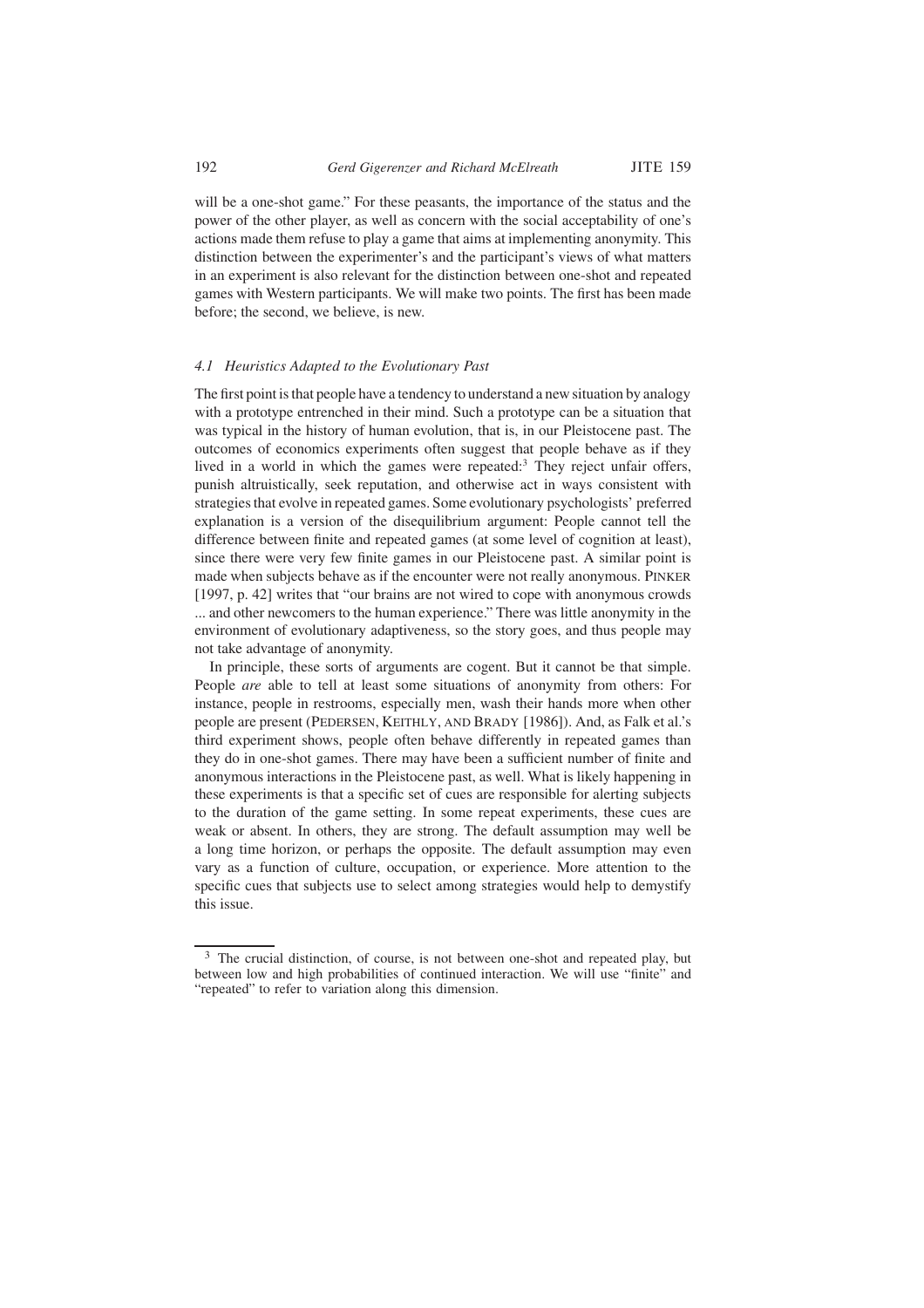will be a one-shot game." For these peasants, the importance of the status and the power of the other player, as well as concern with the social acceptability of one's actions made them refuse to play a game that aims at implementing anonymity. This distinction between the experimenter's and the participant's views of what matters in an experiment is also relevant for the distinction between one-shot and repeated games with Western participants. We will make two points. The first has been made before; the second, we believe, is new.

### *4.1 Heuristics Adapted to the Evolutionary Past*

The first point is that people have a tendency to understand a new situation by analogy with a prototype entrenched in their mind. Such a prototype can be a situation that was typical in the history of human evolution, that is, in our Pleistocene past. The outcomes of economics experiments often suggest that people behave as if they lived in a world in which the games were repeated:[3] They reject unfair offers, punish altruistically, seek reputation, and otherwise act in ways consistent with strategies that evolve in repeated games. Some evolutionary psychologists' preferred explanation is a version of the disequilibrium argument: People cannot tell the difference between finite and repeated games (at some level of cognition at least), since there were very few finite games in our Pleistocene past. A similar point is made when subjects behave as if the encounter were not really anonymous. PINKER [1997, p. 42] writes that "our brains are not wired to cope with anonymous crowds ... and other newcomers to the human experience." There was little anonymity in the environment of evolutionary adaptiveness, so the story goes, and thus people may not take advantage of anonymity.

In principle, these sorts of arguments are cogent. But it cannot be that simple. People *are* able to tell at least some situations of anonymity from others: For instance, people in restrooms, especially men, wash their hands more when other people are present (PEDERSEN, KEITHLY, AND BRADY [1986]). And, as Falk et al.'s third experiment shows, people often behave differently in repeated games than they do in one-shot games. There may have been a sufficient number of finite and anonymous interactions in the Pleistocene past, as well. What is likely happening in these experiments is that a specific set of cues are responsible for alerting subjects to the duration of the game setting. In some repeat experiments, these cues are weak or absent. In others, they are strong. The default assumption may well be a long time horizon, or perhaps the opposite. The default assumption may even vary as a function of culture, occupation, or experience. More attention to the specific cues that subjects use to select among strategies would help to demystify this issue.

[3] The crucial distinction, of course, is not between one-shot and repeated play, but between low and high probabilities of continued interaction. We will use "finite" and "repeated" to refer to variation along this dimension.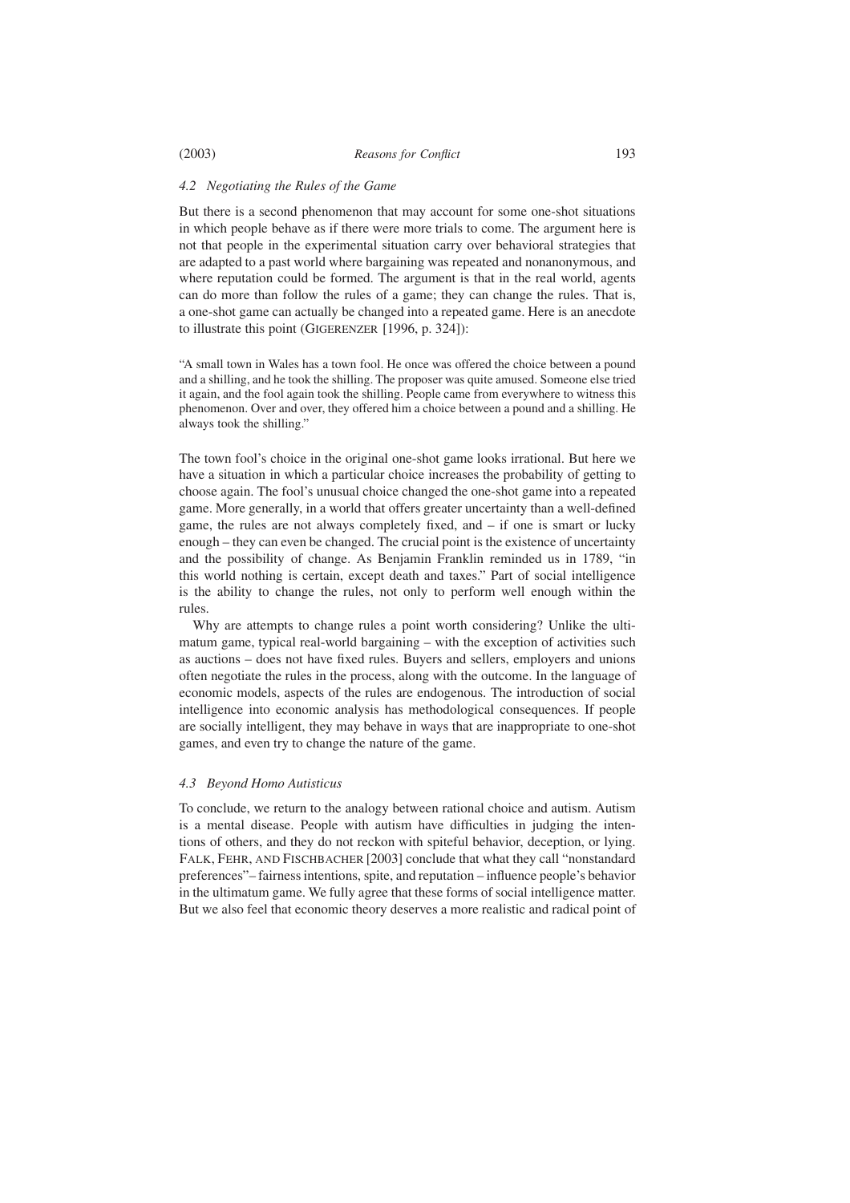### *4.2 Negotiating the Rules of the Game*

But there is a second phenomenon that may account for some one-shot situations in which people behave as if there were more trials to come. The argument here is not that people in the experimental situation carry over behavioral strategies that are adapted to a past world where bargaining was repeated and nonanonymous, and where reputation could be formed. The argument is that in the real world, agents can do more than follow the rules of a game; they can change the rules. That is, a one-shot game can actually be changed into a repeated game. Here is an anecdote to illustrate this point (GIGERENZER [1996, p. 324]):

> "A small town in Wales has a town fool. He once was offered the choice between a pound and a shilling, and he took the shilling. The proposer was quite amused. Someone else tried it again, and the fool again took the shilling. People came from everywhere to witness this phenomenon. Over and over, they offered him a choice between a pound and a shilling. He always took the shilling."

The town fool's choice in the original one-shot game looks irrational. But here we have a situation in which a particular choice increases the probability of getting to choose again. The fool's unusual choice changed the one-shot game into a repeated game. More generally, in a world that offers greater uncertainty than a well-defined game, the rules are not always completely fixed, and – if one is smart or lucky enough – they can even be changed. The crucial point is the existence of uncertainty and the possibility of change. As Benjamin Franklin reminded us in 1789, "in this world nothing is certain, except death and taxes." Part of social intelligence is the ability to change the rules, not only to perform well enough within the rules.

Why are attempts to change rules a point worth considering? Unlike the ultimatum game, typical real-world bargaining – with the exception of activities such as auctions – does not have fixed rules. Buyers and sellers, employers and unions often negotiate the rules in the process, along with the outcome. In the language of economic models, aspects of the rules are endogenous. The introduction of social intelligence into economic analysis has methodological consequences. If people are socially intelligent, they may behave in ways that are inappropriate to one-shot games, and even try to change the nature of the game.

### *4.3 Beyond Homo Autisticus*

To conclude, we return to the analogy between rational choice and autism. Autism is a mental disease. People with autism have difficulties in judging the intentions of others, and they do not reckon with spiteful behavior, deception, or lying. FALK, FEHR, AND FISCHBACHER [2003] conclude that what they call "nonstandard preferences"– fairness intentions, spite, and reputation – influence people's behavior in the ultimatum game. We fully agree that these forms of social intelligence matter. But we also feel that economic theory deserves a more realistic and radical point of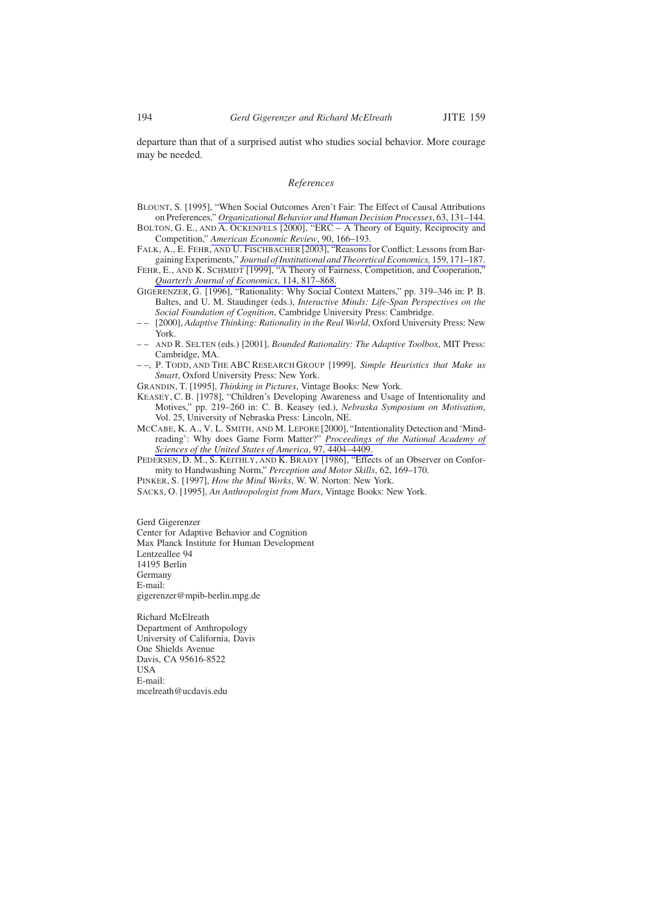departure than that of a surprised autist who studies social behavior. More courage may be needed.

## *References*

Blount, S. [1995], "When Social Outcomes Aren't Fair: The Effect of Causal Attributions on Preferences," *Organizational Behavior and Human Decision Processes*, 63, 131–144.

Bolton, G. E., and A. Ockenfels [2000], "ERC – A Theory of Equity, Reciprocity and Competition," *American Economic Review*, 90, 166–193.

Falk, A., E. Fehr, and U. Fischbacher [2003], "Reasons for Conflict: Lessons from Bargaining Experiments," *Journal of Institutional and Theoretical Economics*, 159, 171–187.

Fehr, E., and K. Schmidt [1999], "A Theory of Fairness, Competition, and Cooperation," *Quarterly Journal of Economics*, 114, 817–868.

Gigerenzer, G. [1996], "Rationality: Why Social Context Matters," pp. 319–346 in: P. B. Baltes, and U. M. Staudinger (eds.), *Interactive Minds: Life-Span Perspectives on the Social Foundation of Cognition*, Cambridge University Press: Cambridge.

– – [2000], *Adaptive Thinking: Rationality in the Real World*, Oxford University Press: New York.

– – and R. Selten (eds.) [2001], *Bounded Rationality: The Adaptive Toolbox*, MIT Press: Cambridge, MA.

– –, P. Todd, and The ABC Research Group [1999], *Simple Heuristics that Make us Smart*, Oxford University Press: New York.

Grandin, T. [1995], *Thinking in Pictures*, Vintage Books: New York.

Keasey, C. B. [1978], "Children's Developing Awareness and Usage of Intentionality and Motives," pp. 219–260 in: C. B. Keasey (ed.), *Nebraska Symposium on Motivation*, Vol. 25, University of Nebraska Press: Lincoln, NE.

McCabe, K. A., V. L. Smith, and M. Lepore [2000], "Intentionality Detection and 'Mindreading': Why does Game Form Matter?" *Proceedings of the National Academy of Sciences of the United States of America*, 97, 4404–4409.

Pedersen, D. M., S. Keithly, and K. Brady [1986], "Effects of an Observer on Conformity to Handwashing Norm," *Perception and Motor Skills*, 62, 169–170.

Pinker, S. [1997], *How the Mind Works*, W. W. Norton: New York.

Sacks, O. [1995], *An Anthropologist from Mars*, Vintage Books: New York.

Gerd Gigerenzer
Center for Adaptive Behavior and Cognition
Max Planck Institute for Human Development
Lentzeallee 94
14195 Berlin
Germany
E-mail:
gigerenzer@mpib-berlin.mpg.de

Richard McElreath
Department of Anthropology
University of California, Davis
One Shields Avenue
Davis, CA 95616-8522
USA
E-mail:
mcelreath@ucdavis.edu